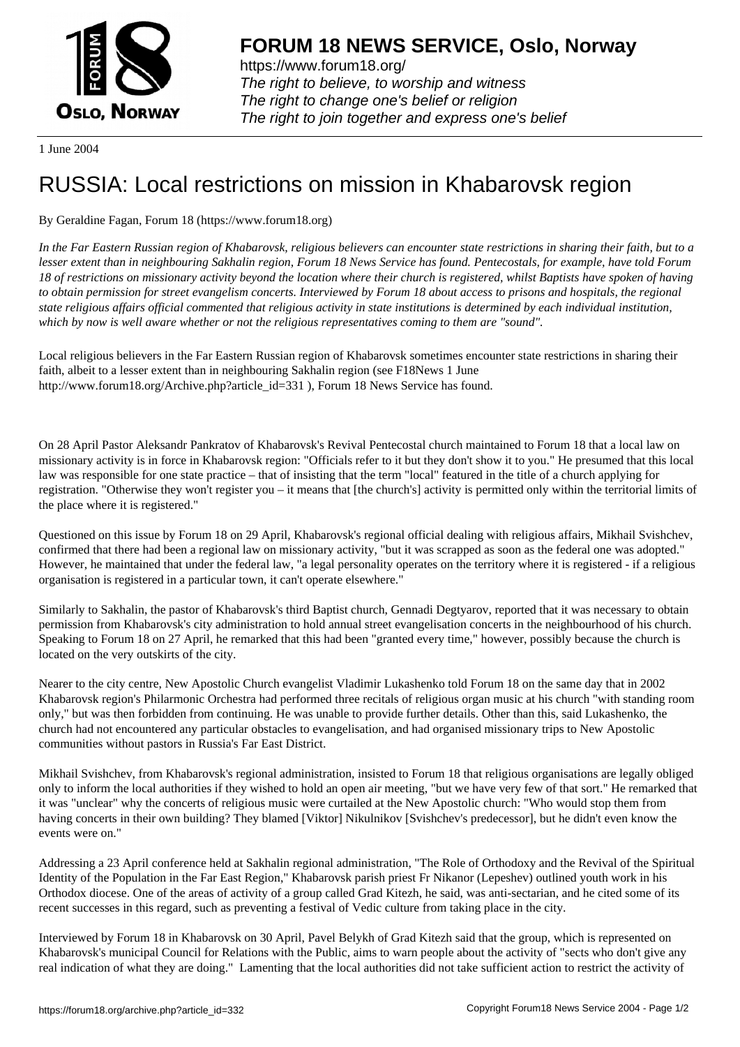**FORUM 18 NEWS SERVICE, Oslo, Norway**

https://www.forum18.org/
*The right to believe, to worship and witness*
*The right to change one's belief or religion*
*The right to join together and express one's belief*

1 June 2004

# RUSSIA: Local restrictions on mission in Khabarovsk region

By Geraldine Fagan, Forum 18 (https://www.forum18.org)

*In the Far Eastern Russian region of Khabarovsk, religious believers can encounter state restrictions in sharing their faith, but to a lesser extent than in neighbouring Sakhalin region, Forum 18 News Service has found. Pentecostals, for example, have told Forum 18 of restrictions on missionary activity beyond the location where their church is registered, whilst Baptists have spoken of having to obtain permission for street evangelism concerts. Interviewed by Forum 18 about access to prisons and hospitals, the regional state religious affairs official commented that religious activity in state institutions is determined by each individual institution, which by now is well aware whether or not the religious representatives coming to them are "sound".*

Local religious believers in the Far Eastern Russian region of Khabarovsk sometimes encounter state restrictions in sharing their faith, albeit to a lesser extent than in neighbouring Sakhalin region (see F18News 1 June http://www.forum18.org/Archive.php?article_id=331 ), Forum 18 News Service has found.

On 28 April Pastor Aleksandr Pankratov of Khabarovsk's Revival Pentecostal church maintained to Forum 18 that a local law on missionary activity is in force in Khabarovsk region: "Officials refer to it but they don't show it to you." He presumed that this local law was responsible for one state practice – that of insisting that the term "local" featured in the title of a church applying for registration. "Otherwise they won't register you – it means that [the church's] activity is permitted only within the territorial limits of the place where it is registered."

Questioned on this issue by Forum 18 on 29 April, Khabarovsk's regional official dealing with religious affairs, Mikhail Svishchev, confirmed that there had been a regional law on missionary activity, "but it was scrapped as soon as the federal one was adopted." However, he maintained that under the federal law, "a legal personality operates on the territory where it is registered - if a religious organisation is registered in a particular town, it can't operate elsewhere."

Similarly to Sakhalin, the pastor of Khabarovsk's third Baptist church, Gennadi Degtyarov, reported that it was necessary to obtain permission from Khabarovsk's city administration to hold annual street evangelisation concerts in the neighbourhood of his church. Speaking to Forum 18 on 27 April, he remarked that this had been "granted every time," however, possibly because the church is located on the very outskirts of the city.

Nearer to the city centre, New Apostolic Church evangelist Vladimir Lukashenko told Forum 18 on the same day that in 2002 Khabarovsk region's Philarmonic Orchestra had performed three recitals of religious organ music at his church "with standing room only," but was then forbidden from continuing. He was unable to provide further details. Other than this, said Lukashenko, the church had not encountered any particular obstacles to evangelisation, and had organised missionary trips to New Apostolic communities without pastors in Russia's Far East District.

Mikhail Svishchev, from Khabarovsk's regional administration, insisted to Forum 18 that religious organisations are legally obliged only to inform the local authorities if they wished to hold an open air meeting, "but we have very few of that sort." He remarked that it was "unclear" why the concerts of religious music were curtailed at the New Apostolic church: "Who would stop them from having concerts in their own building? They blamed [Viktor] Nikulnikov [Svishchev's predecessor], but he didn't even know the events were on."

Addressing a 23 April conference held at Sakhalin regional administration, "The Role of Orthodoxy and the Revival of the Spiritual Identity of the Population in the Far East Region," Khabarovsk parish priest Fr Nikanor (Lepeshev) outlined youth work in his Orthodox diocese. One of the areas of activity of a group called Grad Kitezh, he said, was anti-sectarian, and he cited some of its recent successes in this regard, such as preventing a festival of Vedic culture from taking place in the city.

Interviewed by Forum 18 in Khabarovsk on 30 April, Pavel Belykh of Grad Kitezh said that the group, which is represented on Khabarovsk's municipal Council for Relations with the Public, aims to warn people about the activity of "sects who don't give any real indication of what they are doing." Lamenting that the local authorities did not take sufficient action to restrict the activity of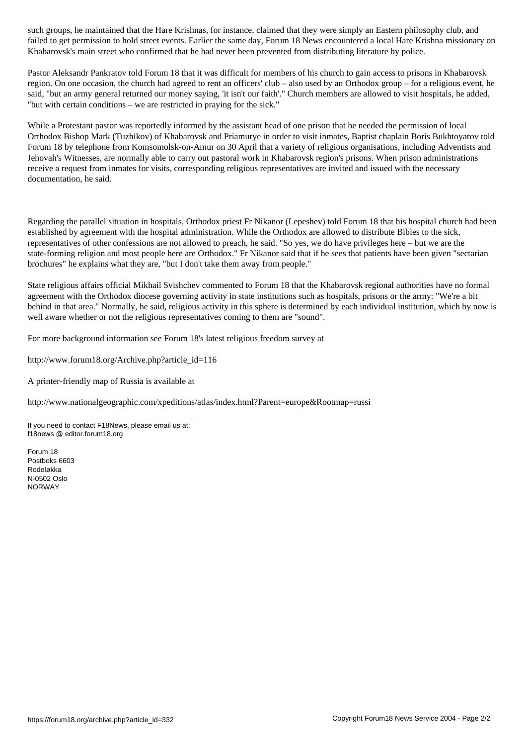such groups, he maintained that the Hare Krishnas, for instance, claimed that they were simply an Eastern philosophy club, and failed to get permission to hold street events. Earlier the same day, Forum 18 News encountered a local Hare Krishna missionary on Khabarovsk's main street who confirmed that he had never been prevented from distributing literature by police.

Pastor Aleksandr Pankratov told Forum 18 that it was difficult for members of his church to gain access to prisons in Khabarovsk region. On one occasion, the church had agreed to rent an officers' club – also used by an Orthodox group – for a religious event, he said, "but an army general returned our money saying, 'it isn't our faith'." Church members are allowed to visit hospitals, he added, "but with certain conditions – we are restricted in praying for the sick."

While a Protestant pastor was reportedly informed by the assistant head of one prison that he needed the permission of local Orthodox Bishop Mark (Tuzhikov) of Khabarovsk and Priamurye in order to visit inmates, Baptist chaplain Boris Bukhtoyarov told Forum 18 by telephone from Komsomolsk-on-Amur on 30 April that a variety of religious organisations, including Adventists and Jehovah's Witnesses, are normally able to carry out pastoral work in Khabarovsk region's prisons. When prison administrations receive a request from inmates for visits, corresponding religious representatives are invited and issued with the necessary documentation, he said.

Regarding the parallel situation in hospitals, Orthodox priest Fr Nikanor (Lepeshev) told Forum 18 that his hospital church had been established by agreement with the hospital administration. While the Orthodox are allowed to distribute Bibles to the sick, representatives of other confessions are not allowed to preach, he said. "So yes, we do have privileges here – but we are the state-forming religion and most people here are Orthodox." Fr Nikanor said that if he sees that patients have been given "sectarian brochures" he explains what they are, "but I don't take them away from people."

State religious affairs official Mikhail Svishchev commented to Forum 18 that the Khabarovsk regional authorities have no formal agreement with the Orthodox diocese governing activity in state institutions such as hospitals, prisons or the army: "We're a bit behind in that area." Normally, he said, religious activity in this sphere is determined by each individual institution, which by now is well aware whether or not the religious representatives coming to them are "sound".

For more background information see Forum 18's latest religious freedom survey at

http://www.forum18.org/Archive.php?article_id=116

A printer-friendly map of Russia is available at

http://www.nationalgeographic.com/xpeditions/atlas/index.html?Parent=europe&Rootmap=russi

---

If you need to contact F18News, please email us at:
f18news @ editor.forum18.org

Forum 18
Postboks 6603
Rodeløkka
N-0502 Oslo
NORWAY